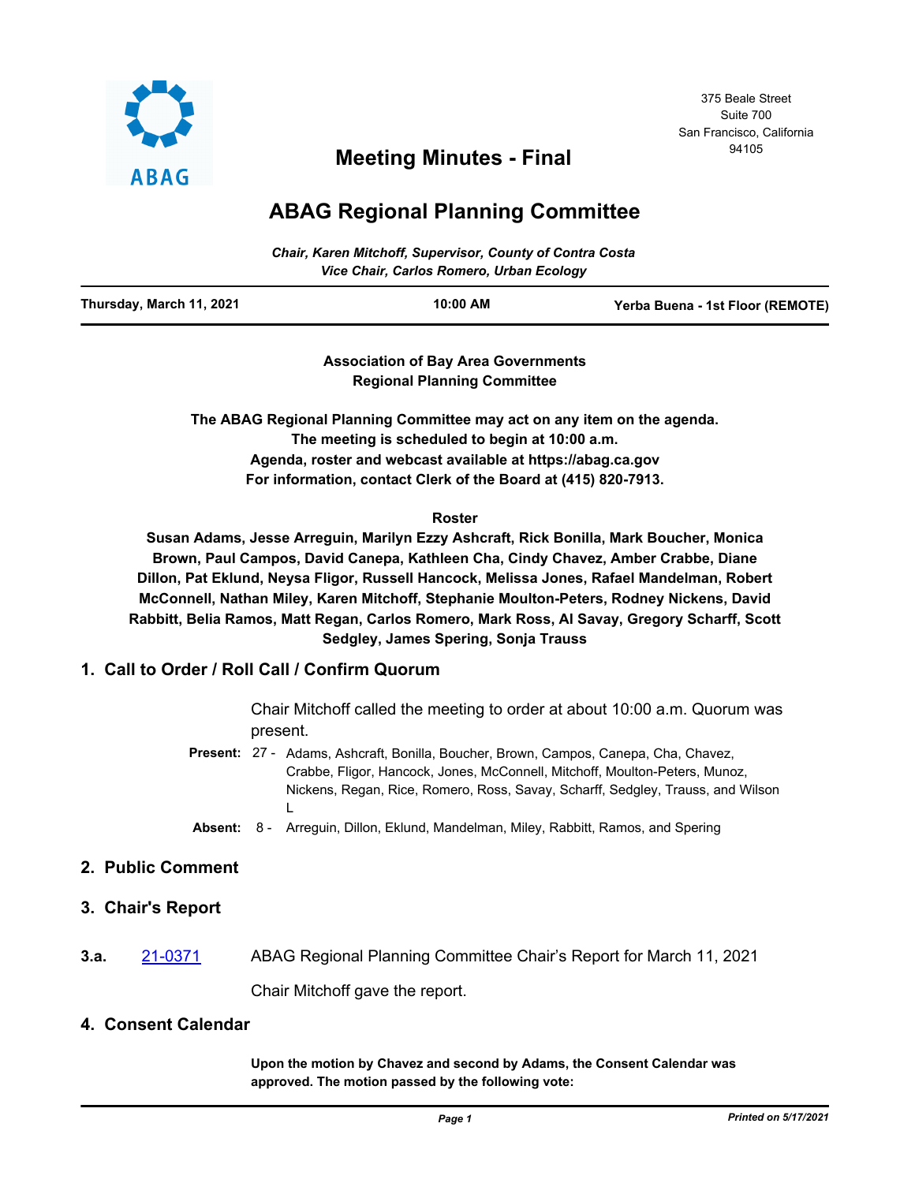375 Beale Street
Suite 700
San Francisco, California
94105

# Meeting Minutes - Final

# ABAG Regional Planning Committee

*Chair, Karen Mitchoff, Supervisor, County of Contra Costa*
*Vice Chair, Carlos Romero, Urban Ecology*

| Thursday, March 11, 2021 | 10:00 AM | Yerba Buena - 1st Floor (REMOTE) |
|---|---|---|

**Association of Bay Area Governments**
**Regional Planning Committee**

**The ABAG Regional Planning Committee may act on any item on the agenda.**
**The meeting is scheduled to begin at 10:00 a.m.**
**Agenda, roster and webcast available at https://abag.ca.gov**
**For information, contact Clerk of the Board at (415) 820-7913.**

**Roster**

**Susan Adams, Jesse Arreguin, Marilyn Ezzy Ashcraft, Rick Bonilla, Mark Boucher, Monica Brown, Paul Campos, David Canepa, Kathleen Cha, Cindy Chavez, Amber Crabbe, Diane Dillon, Pat Eklund, Neysa Fligor, Russell Hancock, Melissa Jones, Rafael Mandelman, Robert McConnell, Nathan Miley, Karen Mitchoff, Stephanie Moulton-Peters, Rodney Nickens, David Rabbitt, Belia Ramos, Matt Regan, Carlos Romero, Mark Ross, Al Savay, Gregory Scharff, Scott Sedgley, James Spering, Sonja Trauss**

## 1. Call to Order / Roll Call / Confirm Quorum

Chair Mitchoff called the meeting to order at about 10:00 a.m. Quorum was present.

**Present:** 27 - Adams, Ashcraft, Bonilla, Boucher, Brown, Campos, Canepa, Cha, Chavez, Crabbe, Fligor, Hancock, Jones, McConnell, Mitchoff, Moulton-Peters, Munoz, Nickens, Regan, Rice, Romero, Ross, Savay, Scharff, Sedgley, Trauss, and Wilson L

**Absent:** 8 - Arreguin, Dillon, Eklund, Mandelman, Miley, Rabbitt, Ramos, and Spering

## 2. Public Comment

## 3. Chair's Report

**3.a.** 21-0371 ABAG Regional Planning Committee Chair's Report for March 11, 2021

Chair Mitchoff gave the report.

## 4. Consent Calendar

**Upon the motion by Chavez and second by Adams, the Consent Calendar was approved. The motion passed by the following vote:**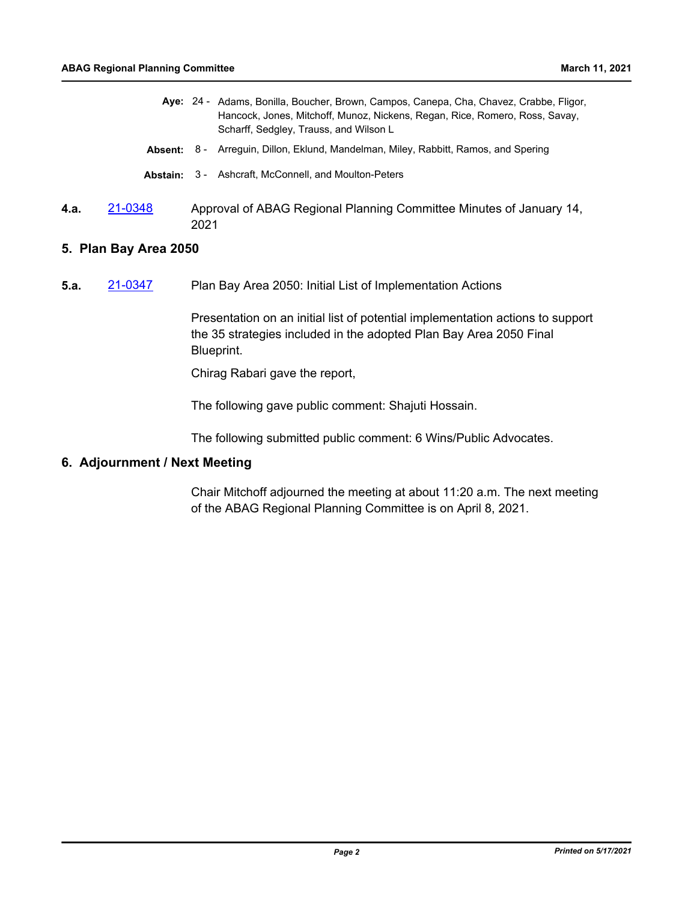**Aye:** 24 - Adams, Bonilla, Boucher, Brown, Campos, Canepa, Cha, Chavez, Crabbe, Fligor, Hancock, Jones, Mitchoff, Munoz, Nickens, Regan, Rice, Romero, Ross, Savay, Scharff, Sedgley, Trauss, and Wilson L

**Absent:** 8 - Arreguin, Dillon, Eklund, Mandelman, Miley, Rabbitt, Ramos, and Spering

**Abstain:** 3 - Ashcraft, McConnell, and Moulton-Peters

**4.a.** 21-0348 Approval of ABAG Regional Planning Committee Minutes of January 14, 2021

## 5. Plan Bay Area 2050

**5.a.** 21-0347 Plan Bay Area 2050: Initial List of Implementation Actions

Presentation on an initial list of potential implementation actions to support the 35 strategies included in the adopted Plan Bay Area 2050 Final Blueprint.

Chirag Rabari gave the report,

The following gave public comment: Shajuti Hossain.

The following submitted public comment: 6 Wins/Public Advocates.

## 6. Adjournment / Next Meeting

Chair Mitchoff adjourned the meeting at about 11:20 a.m. The next meeting of the ABAG Regional Planning Committee is on April 8, 2021.